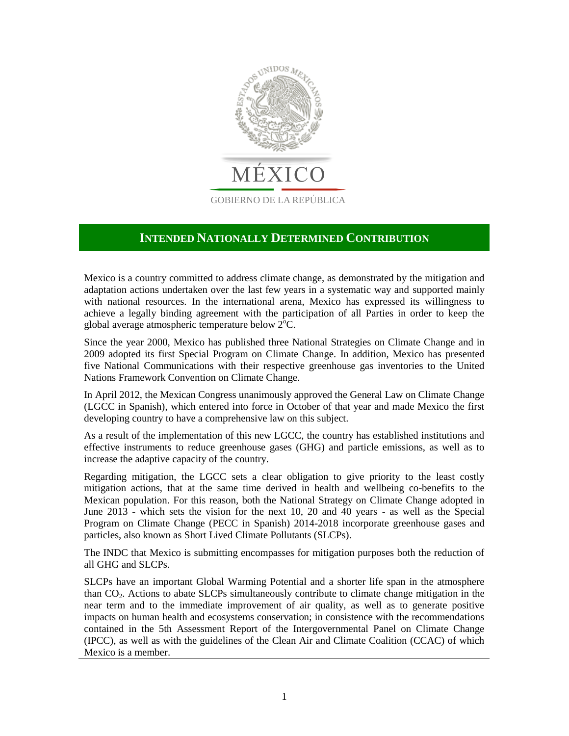MÉXICO

GOBIERNO DE LA REPÚBLICA

# INTENDED NATIONALLY DETERMINED CONTRIBUTION

Mexico is a country committed to address climate change, as demonstrated by the mitigation and adaptation actions undertaken over the last few years in a systematic way and supported mainly with national resources. In the international arena, Mexico has expressed its willingness to achieve a legally binding agreement with the participation of all Parties in order to keep the global average atmospheric temperature below 2°C.

Since the year 2000, Mexico has published three National Strategies on Climate Change and in 2009 adopted its first Special Program on Climate Change. In addition, Mexico has presented five National Communications with their respective greenhouse gas inventories to the United Nations Framework Convention on Climate Change.

In April 2012, the Mexican Congress unanimously approved the General Law on Climate Change (LGCC in Spanish), which entered into force in October of that year and made Mexico the first developing country to have a comprehensive law on this subject.

As a result of the implementation of this new LGCC, the country has established institutions and effective instruments to reduce greenhouse gases (GHG) and particle emissions, as well as to increase the adaptive capacity of the country.

Regarding mitigation, the LGCC sets a clear obligation to give priority to the least costly mitigation actions, that at the same time derived in health and wellbeing co-benefits to the Mexican population. For this reason, both the National Strategy on Climate Change adopted in June 2013 - which sets the vision for the next 10, 20 and 40 years - as well as the Special Program on Climate Change (PECC in Spanish) 2014-2018 incorporate greenhouse gases and particles, also known as Short Lived Climate Pollutants (SLCPs).

The INDC that Mexico is submitting encompasses for mitigation purposes both the reduction of all GHG and SLCPs.

SLCPs have an important Global Warming Potential and a shorter life span in the atmosphere than $CO_2$. Actions to abate SLCPs simultaneously contribute to climate change mitigation in the near term and to the immediate improvement of air quality, as well as to generate positive impacts on human health and ecosystems conservation; in consistence with the recommendations contained in the 5th Assessment Report of the Intergovernmental Panel on Climate Change (IPCC), as well as with the guidelines of the Clean Air and Climate Coalition (CCAC) of which Mexico is a member.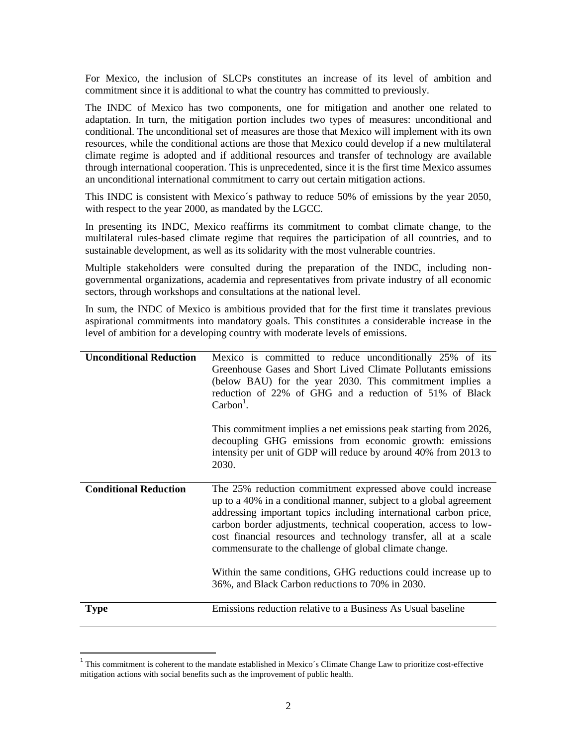For Mexico, the inclusion of SLCPs constitutes an increase of its level of ambition and commitment since it is additional to what the country has committed to previously.

The INDC of Mexico has two components, one for mitigation and another one related to adaptation. In turn, the mitigation portion includes two types of measures: unconditional and conditional. The unconditional set of measures are those that Mexico will implement with its own resources, while the conditional actions are those that Mexico could develop if a new multilateral climate regime is adopted and if additional resources and transfer of technology are available through international cooperation. This is unprecedented, since it is the first time Mexico assumes an unconditional international commitment to carry out certain mitigation actions.

This INDC is consistent with Mexico´s pathway to reduce 50% of emissions by the year 2050, with respect to the year 2000, as mandated by the LGCC.

In presenting its INDC, Mexico reaffirms its commitment to combat climate change, to the multilateral rules-based climate regime that requires the participation of all countries, and to sustainable development, as well as its solidarity with the most vulnerable countries.

Multiple stakeholders were consulted during the preparation of the INDC, including non-governmental organizations, academia and representatives from private industry of all economic sectors, through workshops and consultations at the national level.

In sum, the INDC of Mexico is ambitious provided that for the first time it translates previous aspirational commitments into mandatory goals. This constitutes a considerable increase in the level of ambition for a developing country with moderate levels of emissions.

| | |
|---|---|
| **Unconditional Reduction** | Mexico is committed to reduce unconditionally 25% of its Greenhouse Gases and Short Lived Climate Pollutants emissions (below BAU) for the year 2030. This commitment implies a reduction of 22% of GHG and a reduction of 51% of Black Carbon[1].<br><br>This commitment implies a net emissions peak starting from 2026, decoupling GHG emissions from economic growth: emissions intensity per unit of GDP will reduce by around 40% from 2013 to 2030. |
| **Conditional Reduction** | The 25% reduction commitment expressed above could increase up to a 40% in a conditional manner, subject to a global agreement addressing important topics including international carbon price, carbon border adjustments, technical cooperation, access to low-cost financial resources and technology transfer, all at a scale commensurate to the challenge of global climate change.<br><br>Within the same conditions, GHG reductions could increase up to 36%, and Black Carbon reductions to 70% in 2030. |
| **Type** | Emissions reduction relative to a Business As Usual baseline |

[1] This commitment is coherent to the mandate established in Mexico´s Climate Change Law to prioritize cost-effective mitigation actions with social benefits such as the improvement of public health.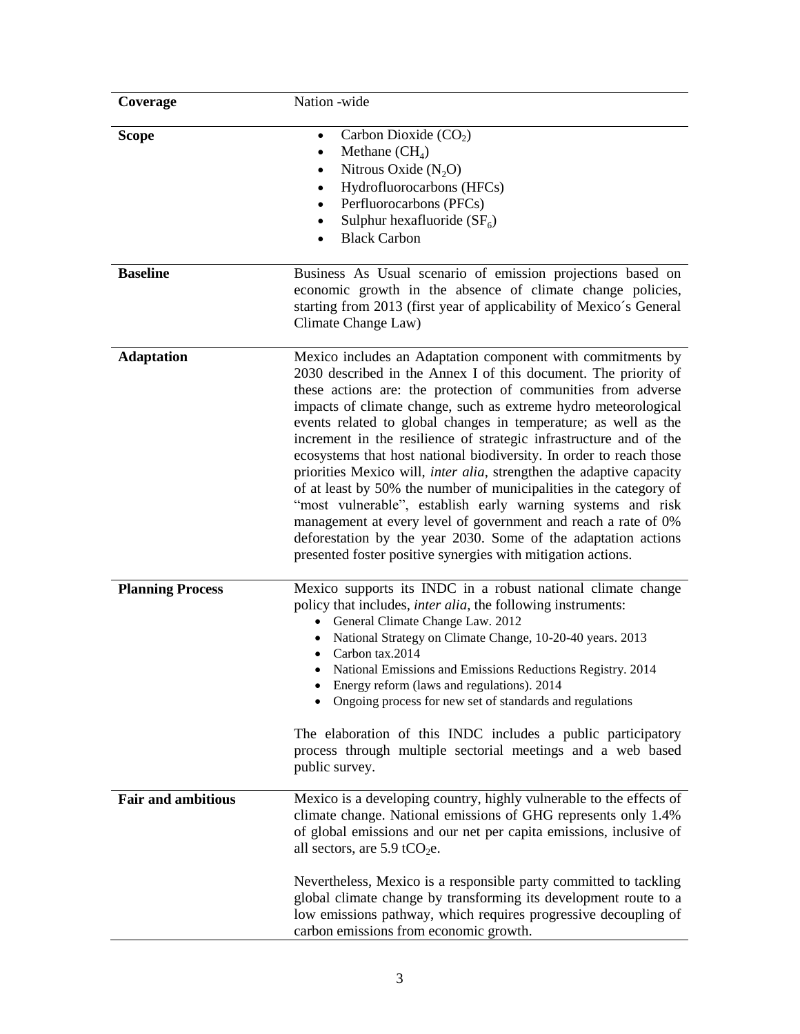| | |
|---|---|
| **Coverage** | Nation -wide |
| **Scope** | • Carbon Dioxide ($CO_2$)<br>• Methane ($CH_4$)<br>• Nitrous Oxide ($N_2O$)<br>• Hydrofluorocarbons (HFCs)<br>• Perfluorocarbons (PFCs)<br>• Sulphur hexafluoride ($SF_6$)<br>• Black Carbon |
| **Baseline** | Business As Usual scenario of emission projections based on economic growth in the absence of climate change policies, starting from 2013 (first year of applicability of Mexico´s General Climate Change Law) |
| **Adaptation** | Mexico includes an Adaptation component with commitments by 2030 described in the Annex I of this document. The priority of these actions are: the protection of communities from adverse impacts of climate change, such as extreme hydro meteorological events related to global changes in temperature; as well as the increment in the resilience of strategic infrastructure and of the ecosystems that host national biodiversity. In order to reach those priorities Mexico will, *inter alia*, strengthen the adaptive capacity of at least by 50% the number of municipalities in the category of "most vulnerable", establish early warning systems and risk management at every level of government and reach a rate of 0% deforestation by the year 2030. Some of the adaptation actions presented foster positive synergies with mitigation actions. |
| **Planning Process** | Mexico supports its INDC in a robust national climate change policy that includes, *inter alia*, the following instruments:<br>• General Climate Change Law. 2012<br>• National Strategy on Climate Change, 10-20-40 years. 2013<br>• Carbon tax.2014<br>• National Emissions and Emissions Reductions Registry. 2014<br>• Energy reform (laws and regulations). 2014<br>• Ongoing process for new set of standards and regulations<br><br>The elaboration of this INDC includes a public participatory process through multiple sectorial meetings and a web based public survey. |
| **Fair and ambitious** | Mexico is a developing country, highly vulnerable to the effects of climate change. National emissions of GHG represents only 1.4% of global emissions and our net per capita emissions, inclusive of all sectors, are 5.9 $tCO_2e$.<br><br>Nevertheless, Mexico is a responsible party committed to tackling global climate change by transforming its development route to a low emissions pathway, which requires progressive decoupling of carbon emissions from economic growth. |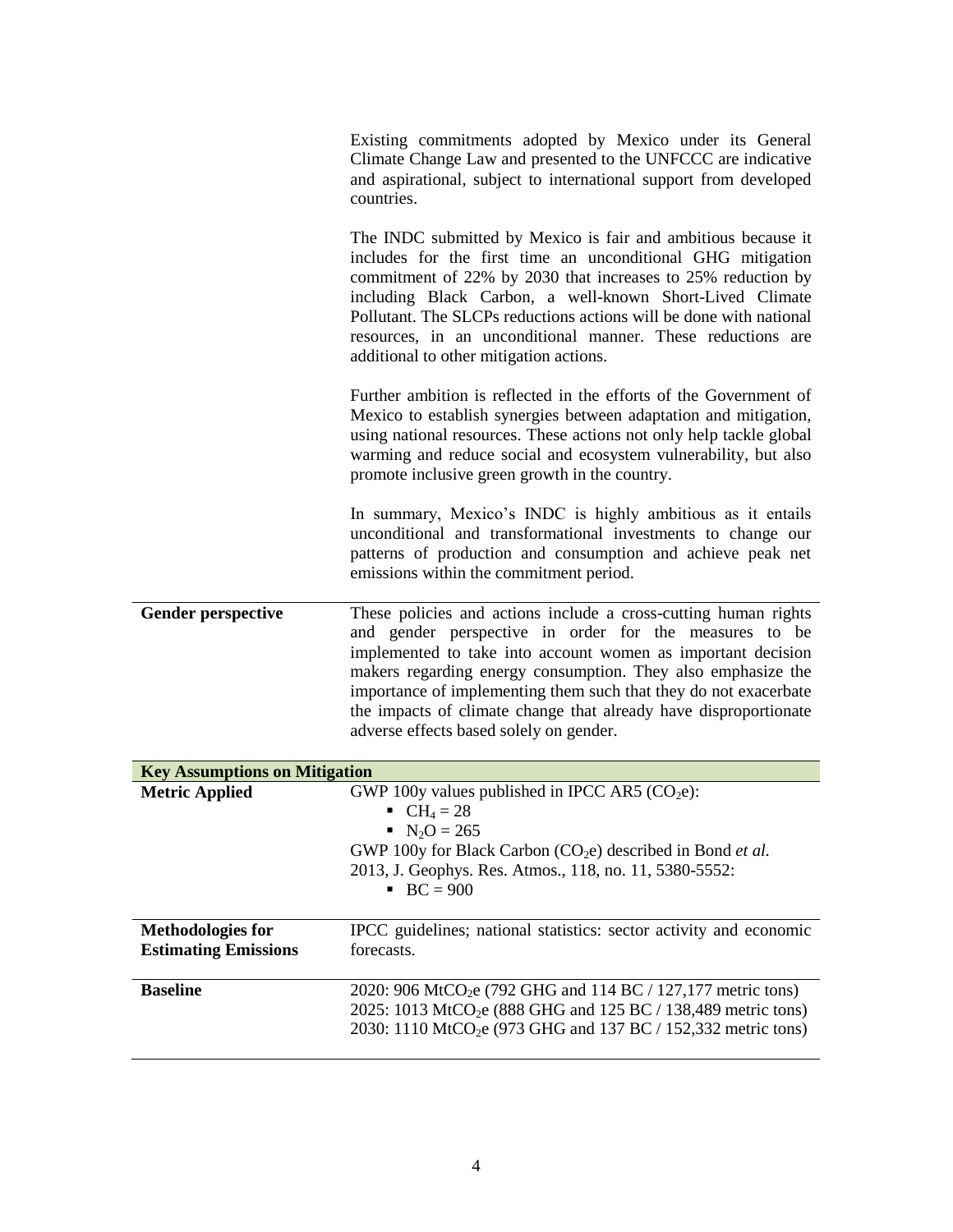|  |  |
|---|---|
|  | Existing commitments adopted by Mexico under its General Climate Change Law and presented to the UNFCCC are indicative and aspirational, subject to international support from developed countries.<br><br>The INDC submitted by Mexico is fair and ambitious because it includes for the first time an unconditional GHG mitigation commitment of 22% by 2030 that increases to 25% reduction by including Black Carbon, a well-known Short-Lived Climate Pollutant. The SLCPs reductions actions will be done with national resources, in an unconditional manner. These reductions are additional to other mitigation actions.<br><br>Further ambition is reflected in the efforts of the Government of Mexico to establish synergies between adaptation and mitigation, using national resources. These actions not only help tackle global warming and reduce social and ecosystem vulnerability, but also promote inclusive green growth in the country.<br><br>In summary, Mexico's INDC is highly ambitious as it entails unconditional and transformational investments to change our patterns of production and consumption and achieve peak net emissions within the commitment period. |
| **Gender perspective** | These policies and actions include a cross-cutting human rights and gender perspective in order for the measures to be implemented to take into account women as important decision makers regarding energy consumption. They also emphasize the importance of implementing them such that they do not exacerbate the impacts of climate change that already have disproportionate adverse effects based solely on gender. |

| **Key Assumptions on Mitigation** |  |
|---|---|
| **Metric Applied** | GWP 100y values published in IPCC AR5 ($CO_2e$):<br>▪ $CH_4 = 28$<br>▪ $N_2O = 265$<br>GWP 100y for Black Carbon ($CO_2e$) described in Bond *et al.* 2013, J. Geophys. Res. Atmos., 118, no. 11, 5380-5552:<br>▪ BC = 900 |
| **Methodologies for Estimating Emissions** | IPCC guidelines; national statistics: sector activity and economic forecasts. |
| **Baseline** | 2020: 906 $MtCO_2e$ (792 GHG and 114 BC / 127,177 metric tons)<br>2025: 1013 $MtCO_2e$ (888 GHG and 125 BC / 138,489 metric tons)<br>2030: 1110 $MtCO_2e$ (973 GHG and 137 BC / 152,332 metric tons) |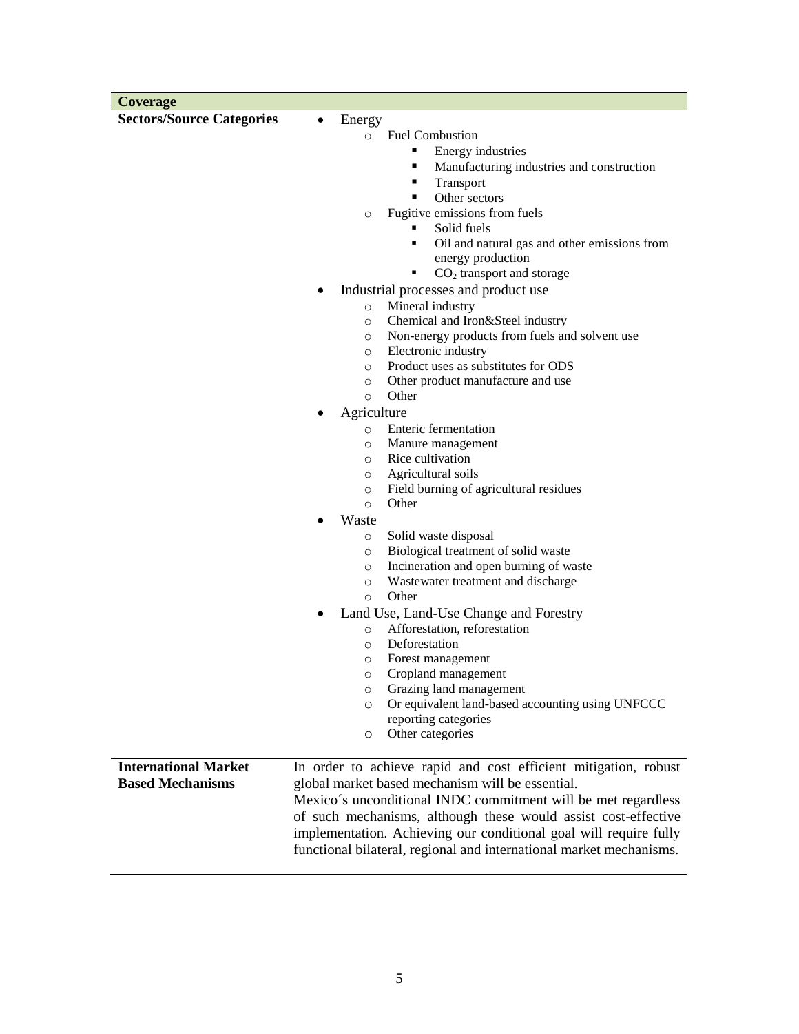| Coverage | |
|---|---|
| **Sectors/Source Categories** | • Energy<br>&nbsp;&nbsp;&nbsp;&nbsp;o Fuel Combustion<br>&nbsp;&nbsp;&nbsp;&nbsp;&nbsp;&nbsp;&nbsp;&nbsp;▪ Energy industries<br>&nbsp;&nbsp;&nbsp;&nbsp;&nbsp;&nbsp;&nbsp;&nbsp;▪ Manufacturing industries and construction<br>&nbsp;&nbsp;&nbsp;&nbsp;&nbsp;&nbsp;&nbsp;&nbsp;▪ Transport<br>&nbsp;&nbsp;&nbsp;&nbsp;&nbsp;&nbsp;&nbsp;&nbsp;▪ Other sectors<br>&nbsp;&nbsp;&nbsp;&nbsp;o Fugitive emissions from fuels<br>&nbsp;&nbsp;&nbsp;&nbsp;&nbsp;&nbsp;&nbsp;&nbsp;▪ Solid fuels<br>&nbsp;&nbsp;&nbsp;&nbsp;&nbsp;&nbsp;&nbsp;&nbsp;▪ Oil and natural gas and other emissions from energy production<br>&nbsp;&nbsp;&nbsp;&nbsp;&nbsp;&nbsp;&nbsp;&nbsp;▪ $CO_2$ transport and storage<br>• Industrial processes and product use<br>&nbsp;&nbsp;&nbsp;&nbsp;o Mineral industry<br>&nbsp;&nbsp;&nbsp;&nbsp;o Chemical and Iron&Steel industry<br>&nbsp;&nbsp;&nbsp;&nbsp;o Non-energy products from fuels and solvent use<br>&nbsp;&nbsp;&nbsp;&nbsp;o Electronic industry<br>&nbsp;&nbsp;&nbsp;&nbsp;o Product uses as substitutes for ODS<br>&nbsp;&nbsp;&nbsp;&nbsp;o Other product manufacture and use<br>&nbsp;&nbsp;&nbsp;&nbsp;o Other<br>• Agriculture<br>&nbsp;&nbsp;&nbsp;&nbsp;o Enteric fermentation<br>&nbsp;&nbsp;&nbsp;&nbsp;o Manure management<br>&nbsp;&nbsp;&nbsp;&nbsp;o Rice cultivation<br>&nbsp;&nbsp;&nbsp;&nbsp;o Agricultural soils<br>&nbsp;&nbsp;&nbsp;&nbsp;o Field burning of agricultural residues<br>&nbsp;&nbsp;&nbsp;&nbsp;o Other<br>• Waste<br>&nbsp;&nbsp;&nbsp;&nbsp;o Solid waste disposal<br>&nbsp;&nbsp;&nbsp;&nbsp;o Biological treatment of solid waste<br>&nbsp;&nbsp;&nbsp;&nbsp;o Incineration and open burning of waste<br>&nbsp;&nbsp;&nbsp;&nbsp;o Wastewater treatment and discharge<br>&nbsp;&nbsp;&nbsp;&nbsp;o Other<br>• Land Use, Land-Use Change and Forestry<br>&nbsp;&nbsp;&nbsp;&nbsp;o Afforestation, reforestation<br>&nbsp;&nbsp;&nbsp;&nbsp;o Deforestation<br>&nbsp;&nbsp;&nbsp;&nbsp;o Forest management<br>&nbsp;&nbsp;&nbsp;&nbsp;o Cropland management<br>&nbsp;&nbsp;&nbsp;&nbsp;o Grazing land management<br>&nbsp;&nbsp;&nbsp;&nbsp;o Or equivalent land-based accounting using UNFCCC reporting categories<br>&nbsp;&nbsp;&nbsp;&nbsp;o Other categories |
| **International Market Based Mechanisms** | In order to achieve rapid and cost efficient mitigation, robust global market based mechanism will be essential.<br>Mexico´s unconditional INDC commitment will be met regardless of such mechanisms, although these would assist cost-effective implementation. Achieving our conditional goal will require fully functional bilateral, regional and international market mechanisms. |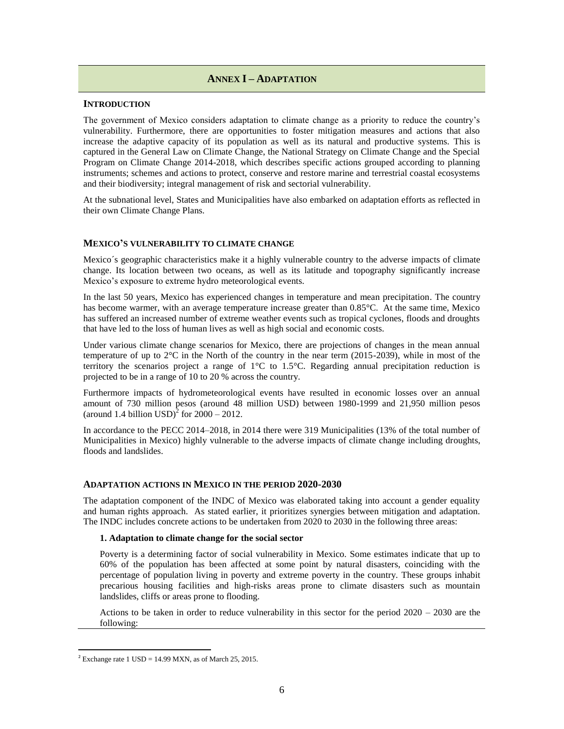# ANNEX I – ADAPTATION

## INTRODUCTION

The government of Mexico considers adaptation to climate change as a priority to reduce the country's vulnerability. Furthermore, there are opportunities to foster mitigation measures and actions that also increase the adaptive capacity of its population as well as its natural and productive systems. This is captured in the General Law on Climate Change, the National Strategy on Climate Change and the Special Program on Climate Change 2014-2018, which describes specific actions grouped according to planning instruments; schemes and actions to protect, conserve and restore marine and terrestrial coastal ecosystems and their biodiversity; integral management of risk and sectorial vulnerability.

At the subnational level, States and Municipalities have also embarked on adaptation efforts as reflected in their own Climate Change Plans.

## MEXICO'S VULNERABILITY TO CLIMATE CHANGE

Mexico´s geographic characteristics make it a highly vulnerable country to the adverse impacts of climate change. Its location between two oceans, as well as its latitude and topography significantly increase Mexico's exposure to extreme hydro meteorological events.

In the last 50 years, Mexico has experienced changes in temperature and mean precipitation. The country has become warmer, with an average temperature increase greater than 0.85°C. At the same time, Mexico has suffered an increased number of extreme weather events such as tropical cyclones, floods and droughts that have led to the loss of human lives as well as high social and economic costs.

Under various climate change scenarios for Mexico, there are projections of changes in the mean annual temperature of up to 2°C in the North of the country in the near term (2015-2039), while in most of the territory the scenarios project a range of 1°C to 1.5°C. Regarding annual precipitation reduction is projected to be in a range of 10 to 20 % across the country.

Furthermore impacts of hydrometeorological events have resulted in economic losses over an annual amount of 730 million pesos (around 48 million USD) between 1980-1999 and 21,950 million pesos (around 1.4 billion USD)[2] for 2000 – 2012.

In accordance to the PECC 2014–2018, in 2014 there were 319 Municipalities (13% of the total number of Municipalities in Mexico) highly vulnerable to the adverse impacts of climate change including droughts, floods and landslides.

## ADAPTATION ACTIONS IN MEXICO IN THE PERIOD 2020-2030

The adaptation component of the INDC of Mexico was elaborated taking into account a gender equality and human rights approach. As stated earlier, it prioritizes synergies between mitigation and adaptation. The INDC includes concrete actions to be undertaken from 2020 to 2030 in the following three areas:

### 1. Adaptation to climate change for the social sector

Poverty is a determining factor of social vulnerability in Mexico. Some estimates indicate that up to 60% of the population has been affected at some point by natural disasters, coinciding with the percentage of population living in poverty and extreme poverty in the country. These groups inhabit precarious housing facilities and high-risks areas prone to climate disasters such as mountain landslides, cliffs or areas prone to flooding.

Actions to be taken in order to reduce vulnerability in this sector for the period 2020 – 2030 are the following:

[2] Exchange rate 1 USD = 14.99 MXN, as of March 25, 2015.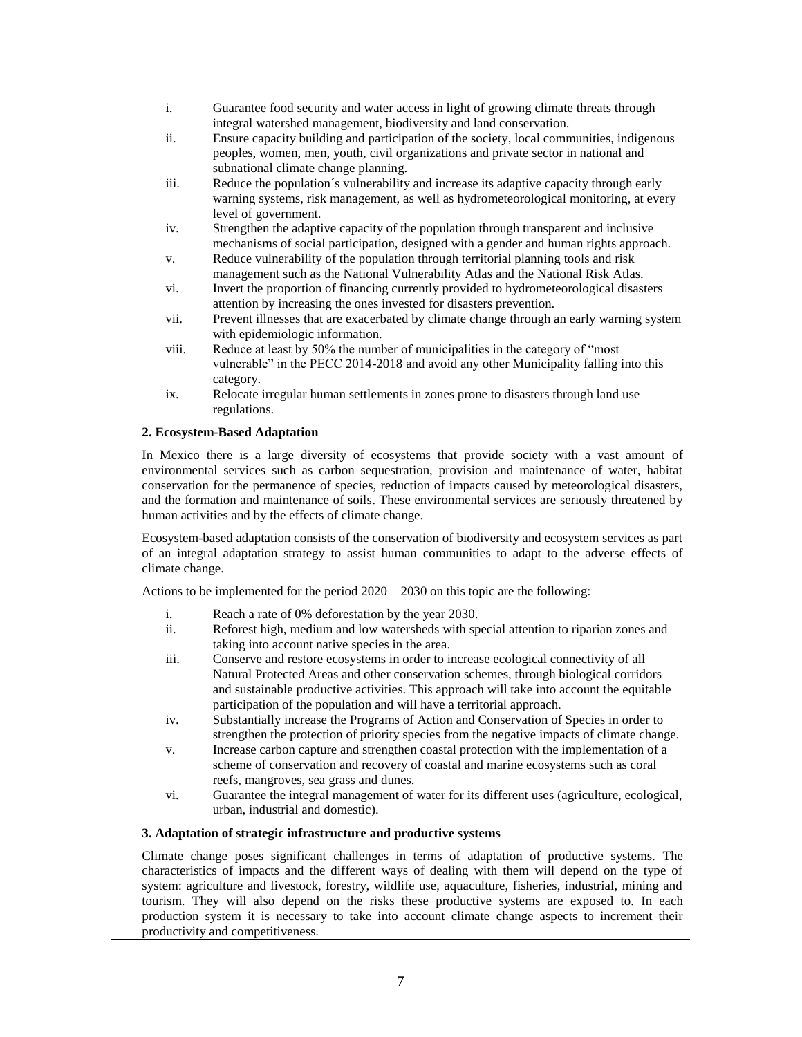i. Guarantee food security and water access in light of growing climate threats through integral watershed management, biodiversity and land conservation.
ii. Ensure capacity building and participation of the society, local communities, indigenous peoples, women, men, youth, civil organizations and private sector in national and subnational climate change planning.
iii. Reduce the population´s vulnerability and increase its adaptive capacity through early warning systems, risk management, as well as hydrometeorological monitoring, at every level of government.
iv. Strengthen the adaptive capacity of the population through transparent and inclusive mechanisms of social participation, designed with a gender and human rights approach.
v. Reduce vulnerability of the population through territorial planning tools and risk management such as the National Vulnerability Atlas and the National Risk Atlas.
vi. Invert the proportion of financing currently provided to hydrometeorological disasters attention by increasing the ones invested for disasters prevention.
vii. Prevent illnesses that are exacerbated by climate change through an early warning system with epidemiologic information.
viii. Reduce at least by 50% the number of municipalities in the category of "most vulnerable" in the PECC 2014-2018 and avoid any other Municipality falling into this category.
ix. Relocate irregular human settlements in zones prone to disasters through land use regulations.

**2. Ecosystem-Based Adaptation**

In Mexico there is a large diversity of ecosystems that provide society with a vast amount of environmental services such as carbon sequestration, provision and maintenance of water, habitat conservation for the permanence of species, reduction of impacts caused by meteorological disasters, and the formation and maintenance of soils. These environmental services are seriously threatened by human activities and by the effects of climate change.

Ecosystem-based adaptation consists of the conservation of biodiversity and ecosystem services as part of an integral adaptation strategy to assist human communities to adapt to the adverse effects of climate change.

Actions to be implemented for the period 2020 – 2030 on this topic are the following:

i. Reach a rate of 0% deforestation by the year 2030.
ii. Reforest high, medium and low watersheds with special attention to riparian zones and taking into account native species in the area.
iii. Conserve and restore ecosystems in order to increase ecological connectivity of all Natural Protected Areas and other conservation schemes, through biological corridors and sustainable productive activities. This approach will take into account the equitable participation of the population and will have a territorial approach.
iv. Substantially increase the Programs of Action and Conservation of Species in order to strengthen the protection of priority species from the negative impacts of climate change.
v. Increase carbon capture and strengthen coastal protection with the implementation of a scheme of conservation and recovery of coastal and marine ecosystems such as coral reefs, mangroves, sea grass and dunes.
vi. Guarantee the integral management of water for its different uses (agriculture, ecological, urban, industrial and domestic).

**3. Adaptation of strategic infrastructure and productive systems**

Climate change poses significant challenges in terms of adaptation of productive systems. The characteristics of impacts and the different ways of dealing with them will depend on the type of system: agriculture and livestock, forestry, wildlife use, aquaculture, fisheries, industrial, mining and tourism. They will also depend on the risks these productive systems are exposed to. In each production system it is necessary to take into account climate change aspects to increment their productivity and competitiveness.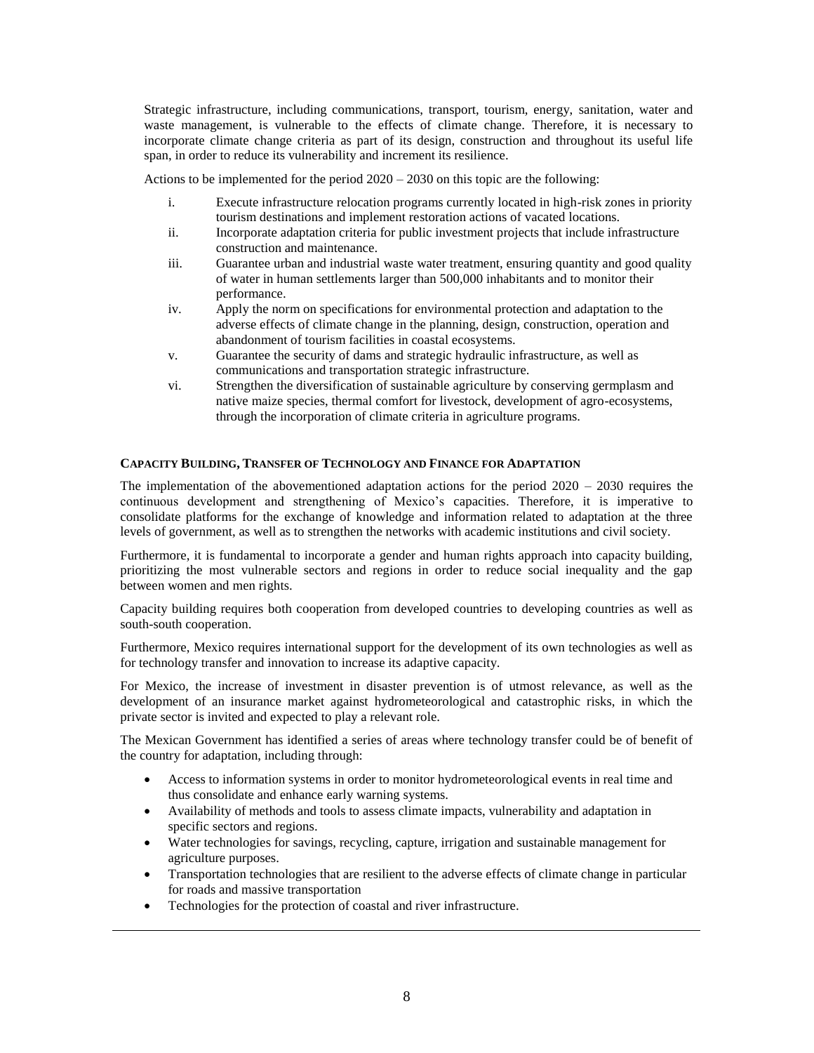Strategic infrastructure, including communications, transport, tourism, energy, sanitation, water and waste management, is vulnerable to the effects of climate change. Therefore, it is necessary to incorporate climate change criteria as part of its design, construction and throughout its useful life span, in order to reduce its vulnerability and increment its resilience.

Actions to be implemented for the period 2020 – 2030 on this topic are the following:

i. Execute infrastructure relocation programs currently located in high-risk zones in priority tourism destinations and implement restoration actions of vacated locations.
ii. Incorporate adaptation criteria for public investment projects that include infrastructure construction and maintenance.
iii. Guarantee urban and industrial waste water treatment, ensuring quantity and good quality of water in human settlements larger than 500,000 inhabitants and to monitor their performance.
iv. Apply the norm on specifications for environmental protection and adaptation to the adverse effects of climate change in the planning, design, construction, operation and abandonment of tourism facilities in coastal ecosystems.
v. Guarantee the security of dams and strategic hydraulic infrastructure, as well as communications and transportation strategic infrastructure.
vi. Strengthen the diversification of sustainable agriculture by conserving germplasm and native maize species, thermal comfort for livestock, development of agro-ecosystems, through the incorporation of climate criteria in agriculture programs.

**CAPACITY BUILDING, TRANSFER OF TECHNOLOGY AND FINANCE FOR ADAPTATION**

The implementation of the abovementioned adaptation actions for the period 2020 – 2030 requires the continuous development and strengthening of Mexico's capacities. Therefore, it is imperative to consolidate platforms for the exchange of knowledge and information related to adaptation at the three levels of government, as well as to strengthen the networks with academic institutions and civil society.

Furthermore, it is fundamental to incorporate a gender and human rights approach into capacity building, prioritizing the most vulnerable sectors and regions in order to reduce social inequality and the gap between women and men rights.

Capacity building requires both cooperation from developed countries to developing countries as well as south-south cooperation.

Furthermore, Mexico requires international support for the development of its own technologies as well as for technology transfer and innovation to increase its adaptive capacity.

For Mexico, the increase of investment in disaster prevention is of utmost relevance, as well as the development of an insurance market against hydrometeorological and catastrophic risks, in which the private sector is invited and expected to play a relevant role.

The Mexican Government has identified a series of areas where technology transfer could be of benefit of the country for adaptation, including through:

- Access to information systems in order to monitor hydrometeorological events in real time and thus consolidate and enhance early warning systems.
- Availability of methods and tools to assess climate impacts, vulnerability and adaptation in specific sectors and regions.
- Water technologies for savings, recycling, capture, irrigation and sustainable management for agriculture purposes.
- Transportation technologies that are resilient to the adverse effects of climate change in particular for roads and massive transportation
- Technologies for the protection of coastal and river infrastructure.